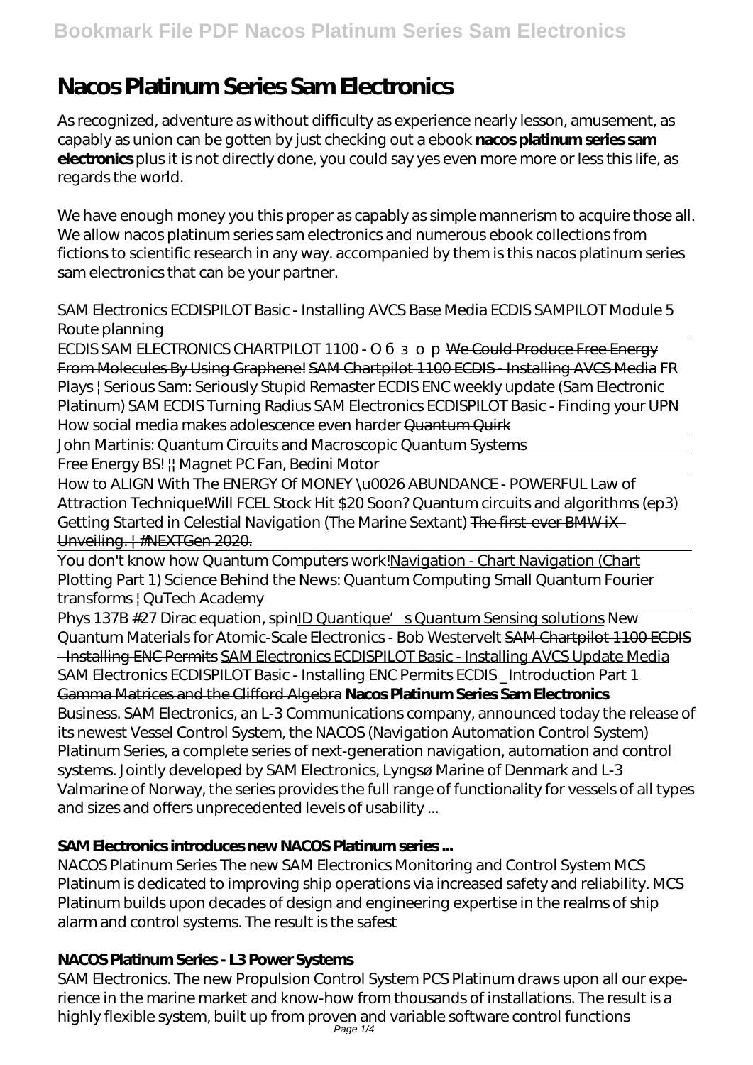# Nacos Platinum Series Sam Electronics

As recognized, adventure as without difficulty as experience nearly lesson, amusement, as capably as union can be gotten by just checking out a ebook **nacos platinum series sam electronics** plus it is not directly done, you could say yes even more more or less this life, as regards the world.

We have enough money you this proper as capably as simple mannerism to acquire those all. We allow nacos platinum series sam electronics and numerous ebook collections from fictions to scientific research in any way. accompanied by them is this nacos platinum series sam electronics that can be your partner.

*SAM Electronics ECDISPILOT Basic - Installing AVCS Base Media ECDIS SAMPILOT Module 5 Route planning*

ECDIS SAM ELECTRONICS CHARTPILOT 1100 - Обзор ~~We Could Produce Free Energy From Molecules By Using Graphene!~~ ~~SAM Chartpilot 1100 ECDIS - Installing AVCS Media~~ *FR Plays | Serious Sam: Seriously Stupid Remaster ECDIS ENC weekly update (Sam Electronic Platinum)* ~~SAM ECDIS Turning Radius~~ ~~SAM Electronics ECDISPILOT Basic - Finding your UPN~~ *How social media makes adolescence even harder* ~~Quantum Quirk~~

John Martinis: Quantum Circuits and Macroscopic Quantum Systems

Free Energy BS! || Magnet PC Fan, Bedini Motor

How to ALIGN With The ENERGY Of MONEY \u0026 ABUNDANCE - POWERFUL Law of Attraction Technique!*Will FCEL Stock Hit $20 Soon? Quantum circuits and algorithms (ep3) Getting Started in Celestial Navigation (The Marine Sextant)* ~~The first-ever BMW iX - Unveiling. | #NEXTGen 2020.~~

You don't know how Quantum Computers work!Navigation - Chart Navigation (Chart Plotting Part 1) *Science Behind the News: Quantum Computing Small Quantum Fourier transforms | QuTech Academy*

Phys 137B #27 Dirac equation, spinID Quantique's Quantum Sensing solutions *New Quantum Materials for Atomic-Scale Electronics - Bob Westervelt* ~~SAM Chartpilot 1100 ECDIS - Installing ENC Permits~~ SAM Electronics ECDISPILOT Basic - Installing AVCS Update Media SAM Electronics ECDISPILOT Basic - Installing ENC Permits ECDIS \_Introduction Part 1 Gamma Matrices and the Clifford Algebra **Nacos Platinum Series Sam Electronics**

Business. SAM Electronics, an L-3 Communications company, announced today the release of its newest Vessel Control System, the NACOS (Navigation Automation Control System) Platinum Series, a complete series of next-generation navigation, automation and control systems. Jointly developed by SAM Electronics, Lyngsø Marine of Denmark and L-3 Valmarine of Norway, the series provides the full range of functionality for vessels of all types and sizes and offers unprecedented levels of usability ...

## SAM Electronics introduces new NACOS Platinum series ...

NACOS Platinum Series The new SAM Electronics Monitoring and Control System MCS Platinum is dedicated to improving ship operations via increased safety and reliability. MCS Platinum builds upon decades of design and engineering expertise in the realms of ship alarm and control systems. The result is the safest

## NACOS Platinum Series - L3 Power Systems

SAM Electronics. The new Propulsion Control System PCS Platinum draws upon all our experience in the marine market and know-how from thousands of installations. The result is a highly flexible system, built up from proven and variable software control functions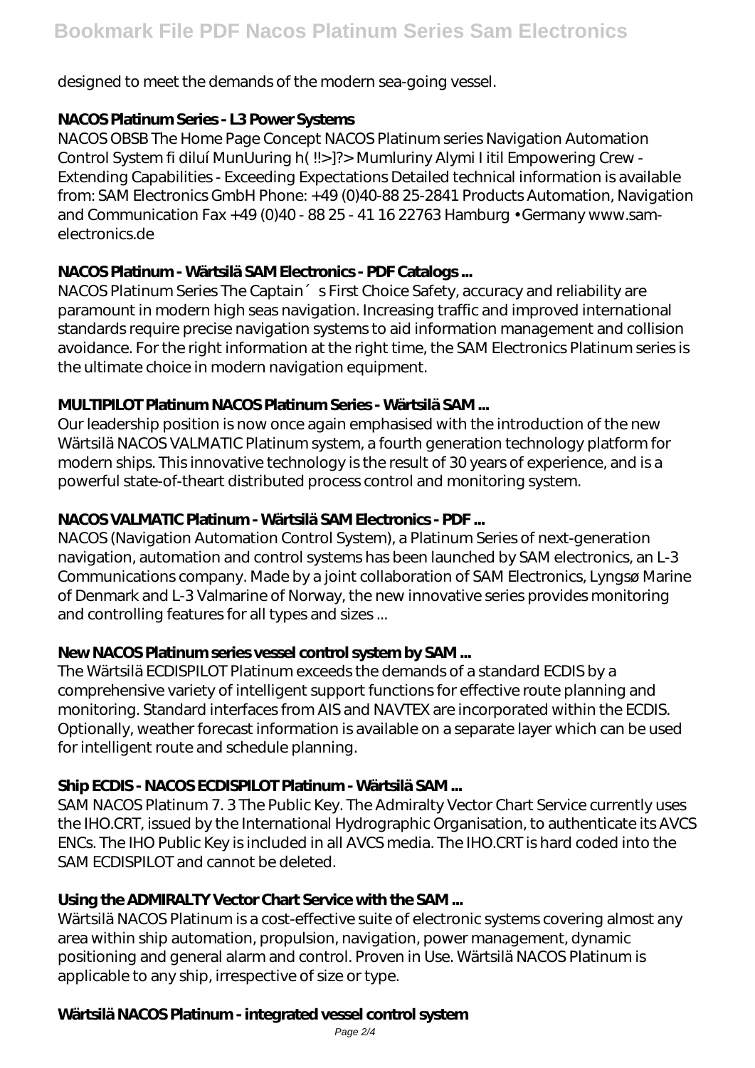designed to meet the demands of the modern sea-going vessel.

**NACOS Platinum Series - L3 Power Systems**

NACOS OBSB The Home Page Concept NACOS Platinum series Navigation Automation Control System fi diluí MunUuring h( !!>]?> Mumluriny Alymi I itil Empowering Crew - Extending Capabilities - Exceeding Expectations Detailed technical information is available from: SAM Electronics GmbH Phone: +49 (0)40-88 25-2841 Products Automation, Navigation and Communication Fax +49 (0)40 - 88 25 - 41 16 22763 Hamburg • Germany www.sam-electronics.de

**NACOS Platinum - Wärtsilä SAM Electronics - PDF Catalogs ...**

NACOS Platinum Series The Captain´ s First Choice Safety, accuracy and reliability are paramount in modern high seas navigation. Increasing traffic and improved international standards require precise navigation systems to aid information management and collision avoidance. For the right information at the right time, the SAM Electronics Platinum series is the ultimate choice in modern navigation equipment.

**MULTIPILOT Platinum NACOS Platinum Series - Wärtsilä SAM ...**

Our leadership position is now once again emphasised with the introduction of the new Wärtsilä NACOS VALMATIC Platinum system, a fourth generation technology platform for modern ships. This innovative technology is the result of 30 years of experience, and is a powerful state-of-theart distributed process control and monitoring system.

**NACOS VALMATIC Platinum - Wärtsilä SAM Electronics - PDF ...**

NACOS (Navigation Automation Control System), a Platinum Series of next-generation navigation, automation and control systems has been launched by SAM electronics, an L-3 Communications company. Made by a joint collaboration of SAM Electronics, Lyngsø Marine of Denmark and L-3 Valmarine of Norway, the new innovative series provides monitoring and controlling features for all types and sizes ...

**New NACOS Platinum series vessel control system by SAM ...**

The Wärtsilä ECDISPILOT Platinum exceeds the demands of a standard ECDIS by a comprehensive variety of intelligent support functions for effective route planning and monitoring. Standard interfaces from AIS and NAVTEX are incorporated within the ECDIS. Optionally, weather forecast information is available on a separate layer which can be used for intelligent route and schedule planning.

**Ship ECDIS - NACOS ECDISPILOT Platinum - Wärtsilä SAM ...**

SAM NACOS Platinum 7. 3 The Public Key. The Admiralty Vector Chart Service currently uses the IHO.CRT, issued by the International Hydrographic Organisation, to authenticate its AVCS ENCs. The IHO Public Key is included in all AVCS media. The IHO.CRT is hard coded into the SAM ECDISPILOT and cannot be deleted.

**Using the ADMIRALTY Vector Chart Service with the SAM ...**

Wärtsilä NACOS Platinum is a cost-effective suite of electronic systems covering almost any area within ship automation, propulsion, navigation, power management, dynamic positioning and general alarm and control. Proven in Use. Wärtsilä NACOS Platinum is applicable to any ship, irrespective of size or type.

**Wärtsilä NACOS Platinum - integrated vessel control system**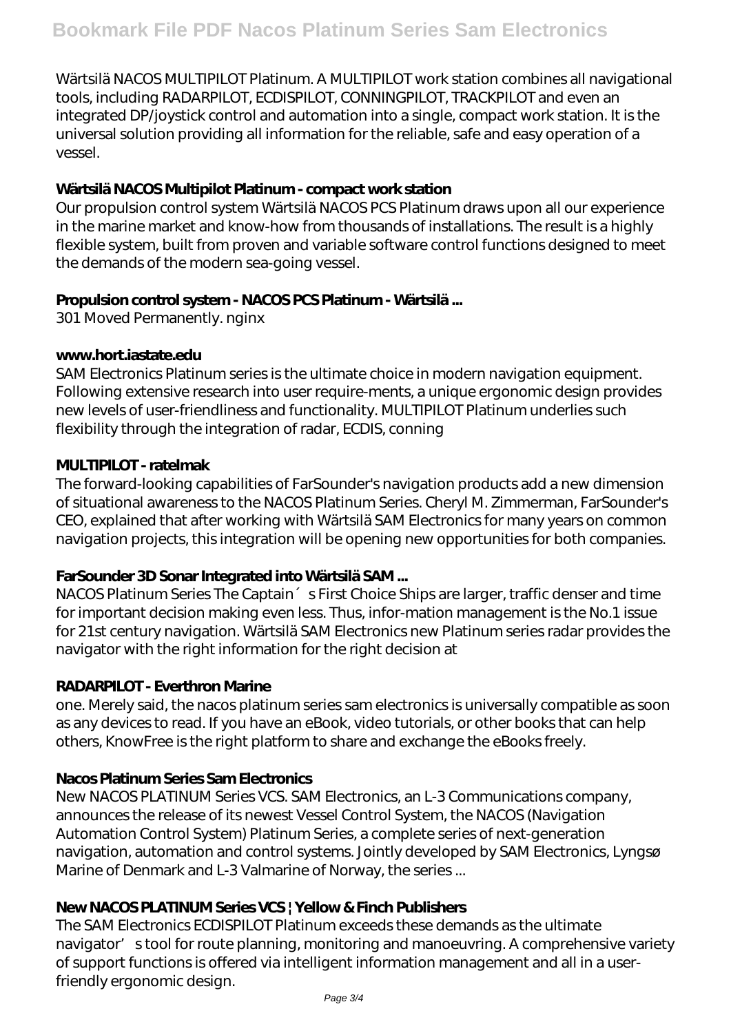Wärtsilä NACOS MULTIPILOT Platinum. A MULTIPILOT work station combines all navigational tools, including RADARPILOT, ECDISPILOT, CONNINGPILOT, TRACKPILOT and even an integrated DP/joystick control and automation into a single, compact work station. It is the universal solution providing all information for the reliable, safe and easy operation of a vessel.

### Wärtsilä NACOS Multipilot Platinum - compact work station

Our propulsion control system Wärtsilä NACOS PCS Platinum draws upon all our experience in the marine market and know-how from thousands of installations. The result is a highly flexible system, built from proven and variable software control functions designed to meet the demands of the modern sea-going vessel.

### Propulsion control system - NACOS PCS Platinum - Wärtsilä ...

301 Moved Permanently. nginx

### www.hort.iastate.edu

SAM Electronics Platinum series is the ultimate choice in modern navigation equipment. Following extensive research into user require-ments, a unique ergonomic design provides new levels of user-friendliness and functionality. MULTIPILOT Platinum underlies such flexibility through the integration of radar, ECDIS, conning

### MULTIPILOT - ratelmak

The forward-looking capabilities of FarSounder's navigation products add a new dimension of situational awareness to the NACOS Platinum Series. Cheryl M. Zimmerman, FarSounder's CEO, explained that after working with Wärtsilä SAM Electronics for many years on common navigation projects, this integration will be opening new opportunities for both companies.

### FarSounder 3D Sonar Integrated into Wärtsilä SAM ...

NACOS Platinum Series The Captain´s First Choice Ships are larger, traffic denser and time for important decision making even less. Thus, infor-mation management is the No.1 issue for 21st century navigation. Wärtsilä SAM Electronics new Platinum series radar provides the navigator with the right information for the right decision at

### RADARPILOT - Everthron Marine

one. Merely said, the nacos platinum series sam electronics is universally compatible as soon as any devices to read. If you have an eBook, video tutorials, or other books that can help others, KnowFree is the right platform to share and exchange the eBooks freely.

### Nacos Platinum Series Sam Electronics

New NACOS PLATINUM Series VCS. SAM Electronics, an L-3 Communications company, announces the release of its newest Vessel Control System, the NACOS (Navigation Automation Control System) Platinum Series, a complete series of next-generation navigation, automation and control systems. Jointly developed by SAM Electronics, Lyngsø Marine of Denmark and L-3 Valmarine of Norway, the series ...

### New NACOS PLATINUM Series VCS | Yellow & Finch Publishers

The SAM Electronics ECDISPILOT Platinum exceeds these demands as the ultimate navigator's tool for route planning, monitoring and manoeuvring. A comprehensive variety of support functions is offered via intelligent information management and all in a user-friendly ergonomic design.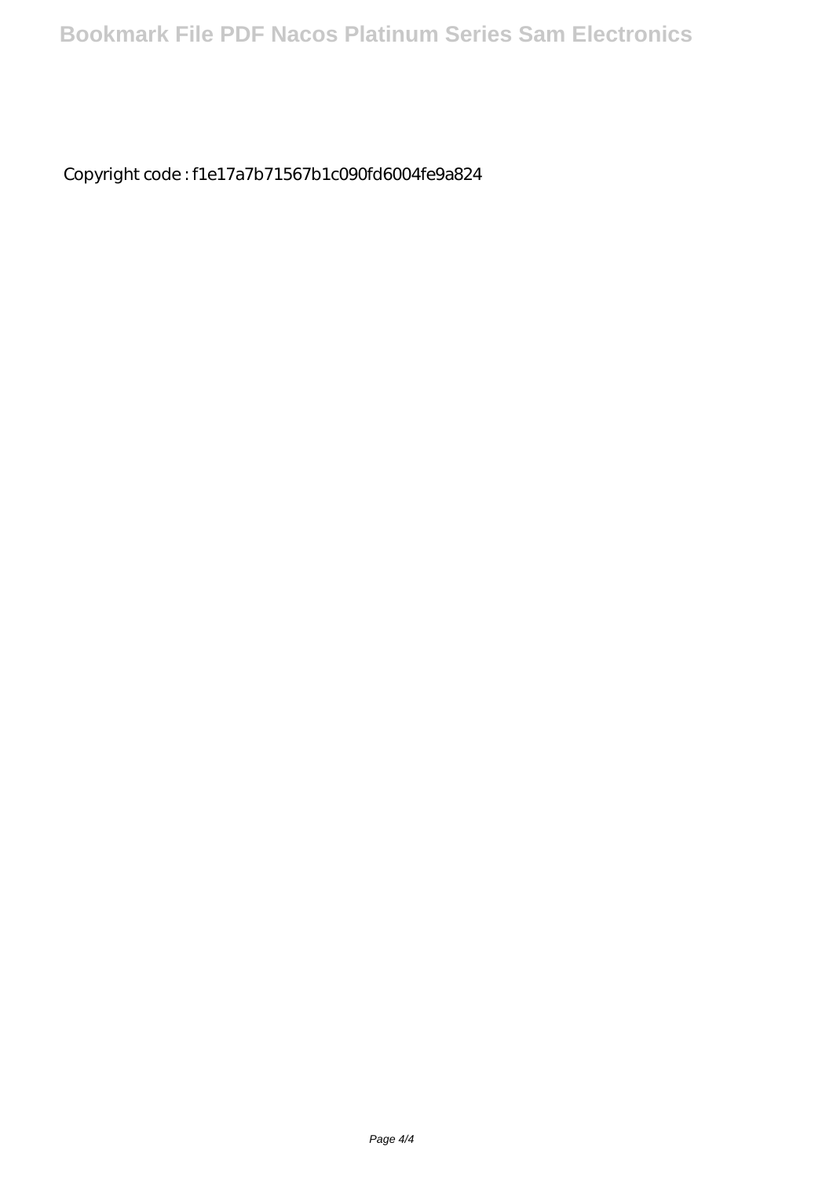Copyright code : f1e17a7b71567b1c090fd6004fe9a824